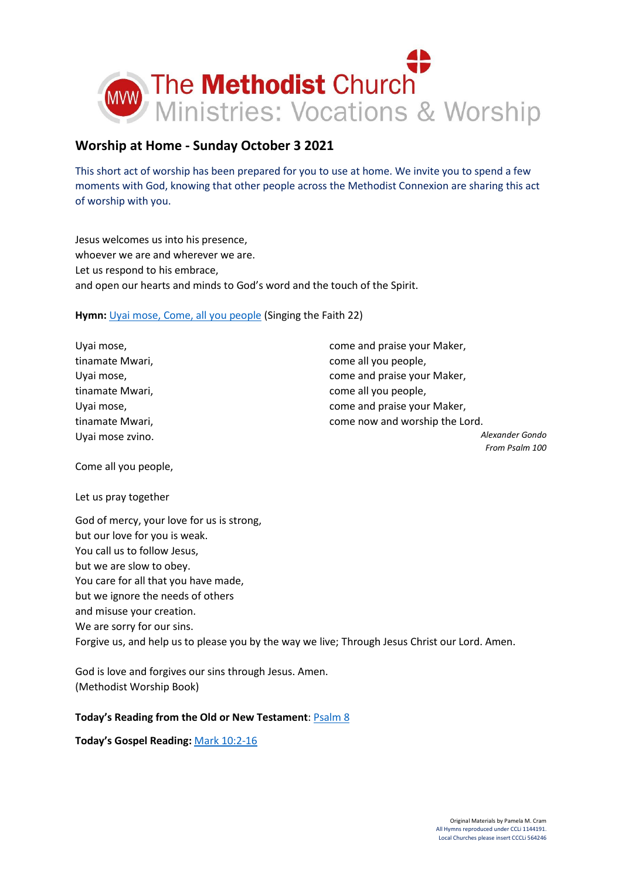The Methodist Church
Ministries: Vocations & Worship

## Worship at Home - Sunday October 3 2021

This short act of worship has been prepared for you to use at home. We invite you to spend a few moments with God, knowing that other people across the Methodist Connexion are sharing this act of worship with you.

Jesus welcomes us into his presence,
whoever we are and wherever we are.
Let us respond to his embrace,
and open our hearts and minds to God's word and the touch of the Spirit.

**Hymn:** Uyai mose, Come, all you people (Singing the Faith 22)

Uyai mose,
tinamate Mwari,
Uyai mose,
tinamate Mwari,
Uyai mose,
tinamate Mwari,
Uyai mose zvino.

Come all you people,
come and praise your Maker,
come all you people,
come and praise your Maker,
come all you people,
come and praise your Maker,
come now and worship the Lord.

*Alexander Gondo*
*From Psalm 100*

Let us pray together

God of mercy, your love for us is strong,
but our love for you is weak.
You call us to follow Jesus,
but we are slow to obey.
You care for all that you have made,
but we ignore the needs of others
and misuse your creation.
We are sorry for our sins.
Forgive us, and help us to please you by the way we live; Through Jesus Christ our Lord. Amen.

God is love and forgives our sins through Jesus. Amen.
(Methodist Worship Book)

**Today's Reading from the Old or New Testament**: Psalm 8

**Today's Gospel Reading:** Mark 10:2-16

Original Materials by Pamela M. Cram
All Hymns reproduced under CCLi 1144191.
Local Churches please insert CCCLi 564246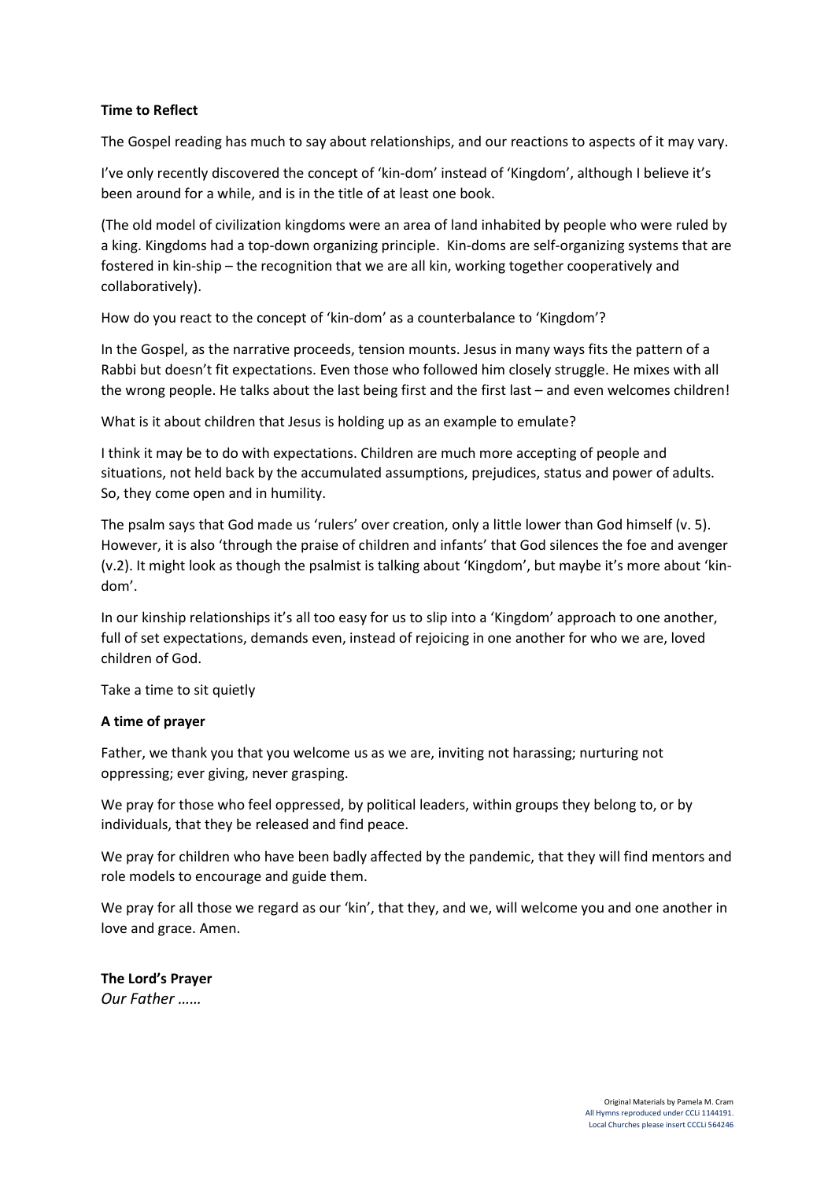**Time to Reflect**

The Gospel reading has much to say about relationships, and our reactions to aspects of it may vary.

I've only recently discovered the concept of 'kin-dom' instead of 'Kingdom', although I believe it's been around for a while, and is in the title of at least one book.

(The old model of civilization kingdoms were an area of land inhabited by people who were ruled by a king. Kingdoms had a top-down organizing principle. Kin-doms are self-organizing systems that are fostered in kin-ship – the recognition that we are all kin, working together cooperatively and collaboratively).

How do you react to the concept of 'kin-dom' as a counterbalance to 'Kingdom'?

In the Gospel, as the narrative proceeds, tension mounts. Jesus in many ways fits the pattern of a Rabbi but doesn't fit expectations. Even those who followed him closely struggle. He mixes with all the wrong people. He talks about the last being first and the first last – and even welcomes children!

What is it about children that Jesus is holding up as an example to emulate?

I think it may be to do with expectations. Children are much more accepting of people and situations, not held back by the accumulated assumptions, prejudices, status and power of adults. So, they come open and in humility.

The psalm says that God made us 'rulers' over creation, only a little lower than God himself (v. 5). However, it is also 'through the praise of children and infants' that God silences the foe and avenger (v.2). It might look as though the psalmist is talking about 'Kingdom', but maybe it's more about 'kin-dom'.

In our kinship relationships it's all too easy for us to slip into a 'Kingdom' approach to one another, full of set expectations, demands even, instead of rejoicing in one another for who we are, loved children of God.

Take a time to sit quietly

**A time of prayer**

Father, we thank you that you welcome us as we are, inviting not harassing; nurturing not oppressing; ever giving, never grasping.

We pray for those who feel oppressed, by political leaders, within groups they belong to, or by individuals, that they be released and find peace.

We pray for children who have been badly affected by the pandemic, that they will find mentors and role models to encourage and guide them.

We pray for all those we regard as our 'kin', that they, and we, will welcome you and one another in love and grace. Amen.

**The Lord's Prayer**
*Our Father ……*

Original Materials by Pamela M. Cram
All Hymns reproduced under CCLi 1144191.
Local Churches please insert CCCLi 564246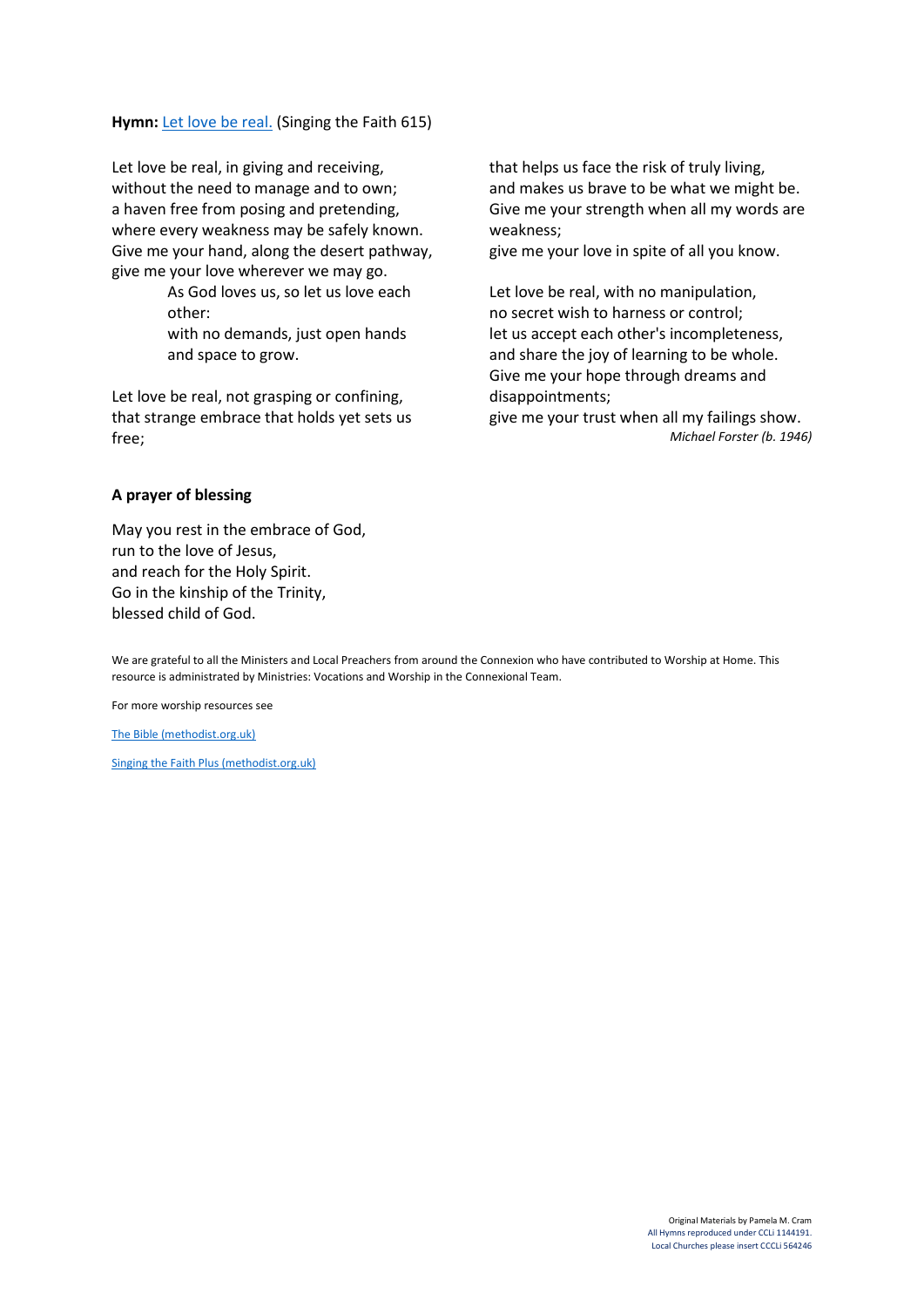**Hymn:** [Let love be real.](#) (Singing the Faith 615)

Let love be real, in giving and receiving,
without the need to manage and to own;
a haven free from posing and pretending,
where every weakness may be safely known.
Give me your hand, along the desert pathway,
give me your love wherever we may go.

> As God loves us, so let us love each other:
> with no demands, just open hands and space to grow.

Let love be real, not grasping or confining,
that strange embrace that holds yet sets us free;
that helps us face the risk of truly living,
and makes us brave to be what we might be.
Give me your strength when all my words are weakness;
give me your love in spite of all you know.

Let love be real, with no manipulation,
no secret wish to harness or control;
let us accept each other's incompleteness,
and share the joy of learning to be whole.
Give me your hope through dreams and disappointments;
give me your trust when all my failings show.

*Michael Forster (b. 1946)*

**A prayer of blessing**

May you rest in the embrace of God,
run to the love of Jesus,
and reach for the Holy Spirit.
Go in the kinship of the Trinity,
blessed child of God.

We are grateful to all the Ministers and Local Preachers from around the Connexion who have contributed to Worship at Home. This resource is administrated by Ministries: Vocations and Worship in the Connexional Team.

For more worship resources see

[The Bible (methodist.org.uk)](#)

[Singing the Faith Plus (methodist.org.uk)](#)

Original Materials by Pamela M. Cram
All Hymns reproduced under CCLi 1144191.
Local Churches please insert CCCLi 564246